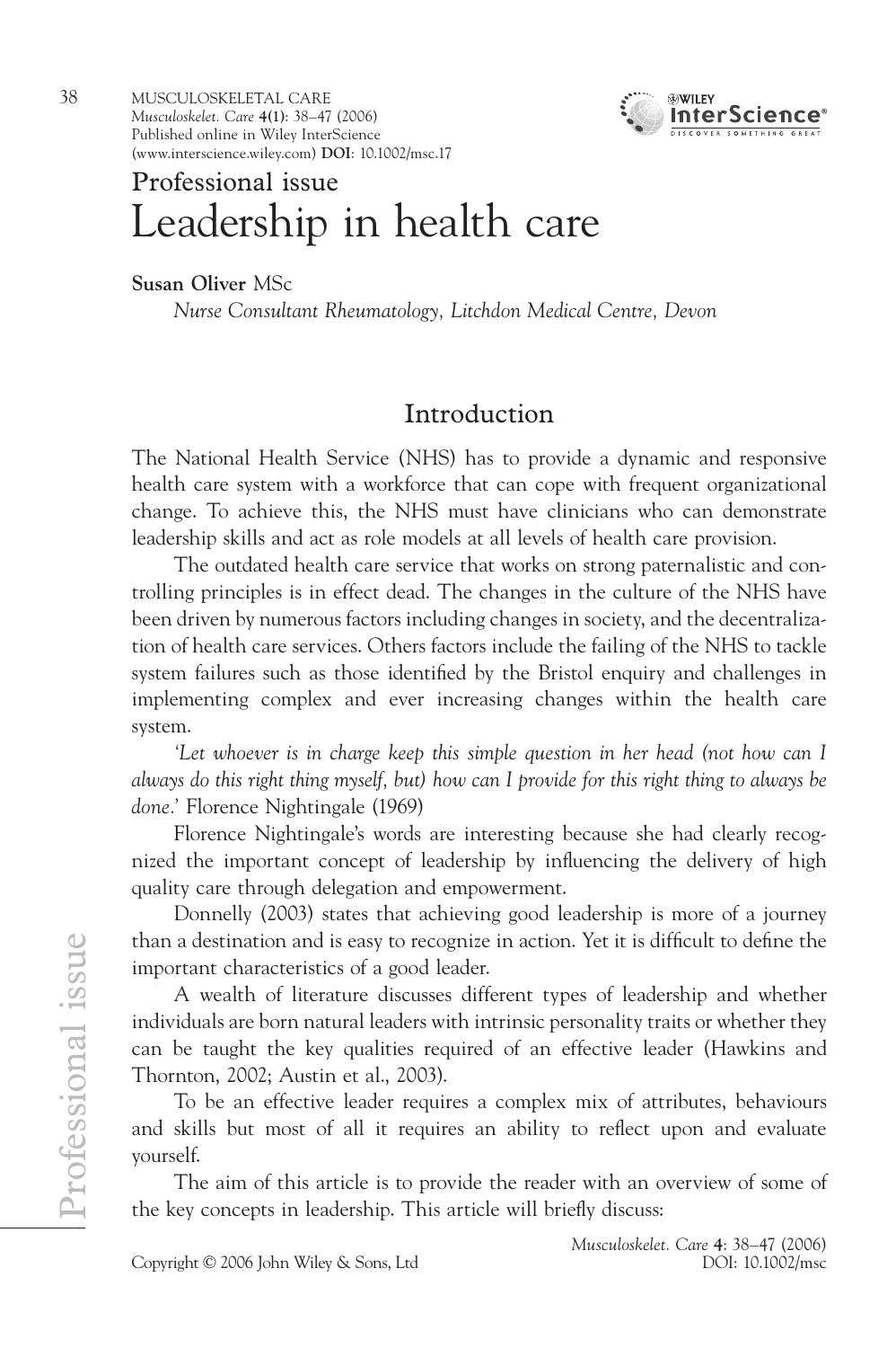## Professional issue

# Leadership in health care

**Susan Oliver** MSc

*Nurse Consultant Rheumatology, Litchdon Medical Centre, Devon*

## Introduction

The National Health Service (NHS) has to provide a dynamic and responsive health care system with a workforce that can cope with frequent organizational change. To achieve this, the NHS must have clinicians who can demonstrate leadership skills and act as role models at all levels of health care provision.

The outdated health care service that works on strong paternalistic and controlling principles is in effect dead. The changes in the culture of the NHS have been driven by numerous factors including changes in society, and the decentralization of health care services. Others factors include the failing of the NHS to tackle system failures such as those identified by the Bristol enquiry and challenges in implementing complex and ever increasing changes within the health care system.

*'Let whoever is in charge keep this simple question in her head (not how can I always do this right thing myself, but) how can I provide for this right thing to always be done.'* Florence Nightingale (1969)

Florence Nightingale's words are interesting because she had clearly recognized the important concept of leadership by influencing the delivery of high quality care through delegation and empowerment.

Donnelly (2003) states that achieving good leadership is more of a journey than a destination and is easy to recognize in action. Yet it is difficult to define the important characteristics of a good leader.

A wealth of literature discusses different types of leadership and whether individuals are born natural leaders with intrinsic personality traits or whether they can be taught the key qualities required of an effective leader (Hawkins and Thornton, 2002; Austin et al., 2003).

To be an effective leader requires a complex mix of attributes, behaviours and skills but most of all it requires an ability to reflect upon and evaluate yourself.

The aim of this article is to provide the reader with an overview of some of the key concepts in leadership. This article will briefly discuss: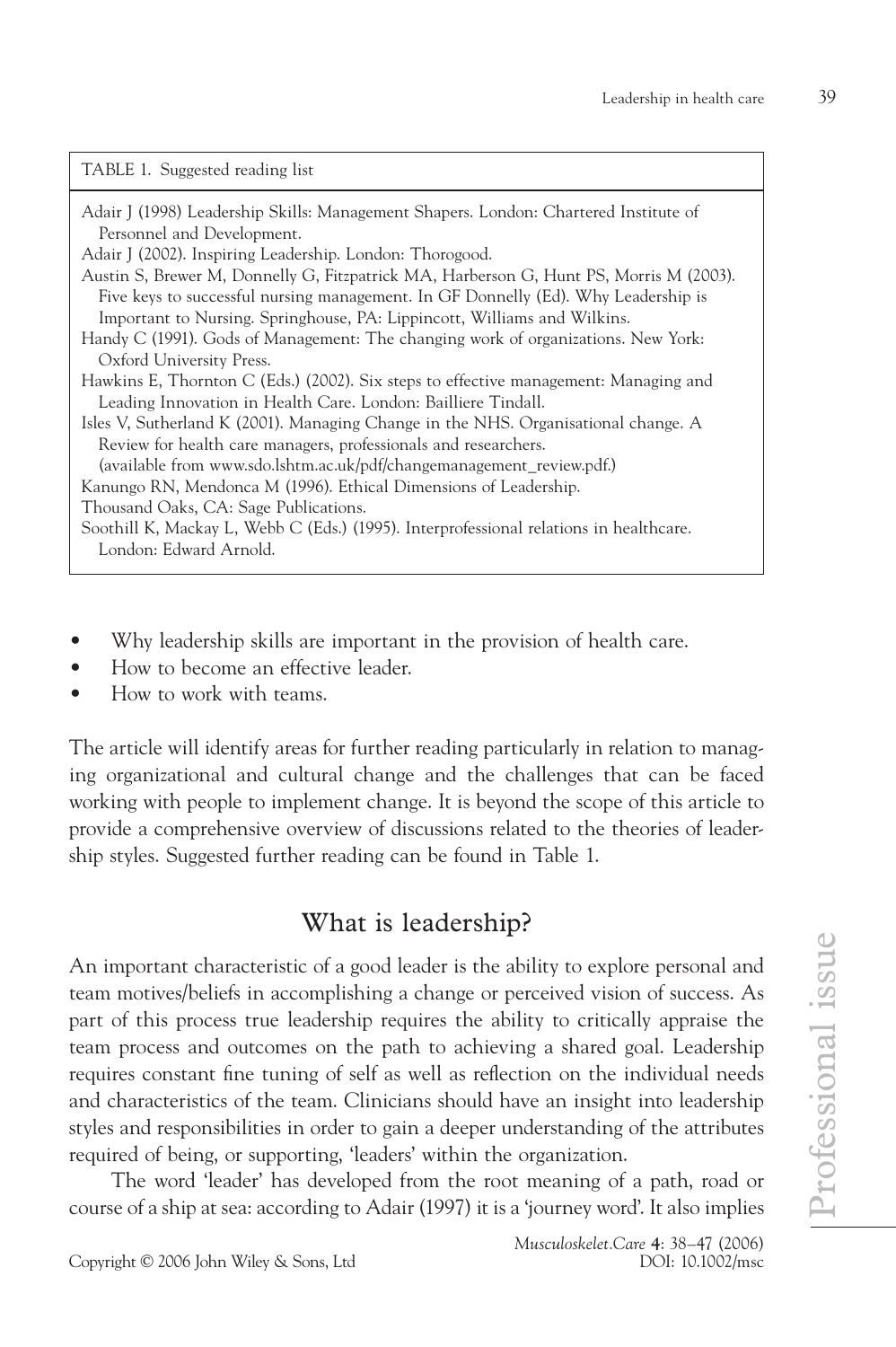TABLE 1. Suggested reading list

Adair J (1998) Leadership Skills: Management Shapers. London: Chartered Institute of Personnel and Development.
Adair J (2002). Inspiring Leadership. London: Thorogood.
Austin S, Brewer M, Donnelly G, Fitzpatrick MA, Harberson G, Hunt PS, Morris M (2003). Five keys to successful nursing management. In GF Donnelly (Ed). Why Leadership is Important to Nursing. Springhouse, PA: Lippincott, Williams and Wilkins.
Handy C (1991). Gods of Management: The changing work of organizations. New York: Oxford University Press.
Hawkins E, Thornton C (Eds.) (2002). Six steps to effective management: Managing and Leading Innovation in Health Care. London: Bailliere Tindall.
Isles V, Sutherland K (2001). Managing Change in the NHS. Organisational change. A Review for health care managers, professionals and researchers. (available from www.sdo.lshtm.ac.uk/pdf/changemanagement_review.pdf.)
Kanungo RN, Mendonca M (1996). Ethical Dimensions of Leadership. Thousand Oaks, CA: Sage Publications.
Soothill K, Mackay L, Webb C (Eds.) (1995). Interprofessional relations in healthcare. London: Edward Arnold.

- Why leadership skills are important in the provision of health care.
- How to become an effective leader.
- How to work with teams.

The article will identify areas for further reading particularly in relation to managing organizational and cultural change and the challenges that can be faced working with people to implement change. It is beyond the scope of this article to provide a comprehensive overview of discussions related to the theories of leadership styles. Suggested further reading can be found in Table 1.

## What is leadership?

An important characteristic of a good leader is the ability to explore personal and team motives/beliefs in accomplishing a change or perceived vision of success. As part of this process true leadership requires the ability to critically appraise the team process and outcomes on the path to achieving a shared goal. Leadership requires constant fine tuning of self as well as reflection on the individual needs and characteristics of the team. Clinicians should have an insight into leadership styles and responsibilities in order to gain a deeper understanding of the attributes required of being, or supporting, 'leaders' within the organization.

The word 'leader' has developed from the root meaning of a path, road or course of a ship at sea: according to Adair (1997) it is a 'journey word'. It also implies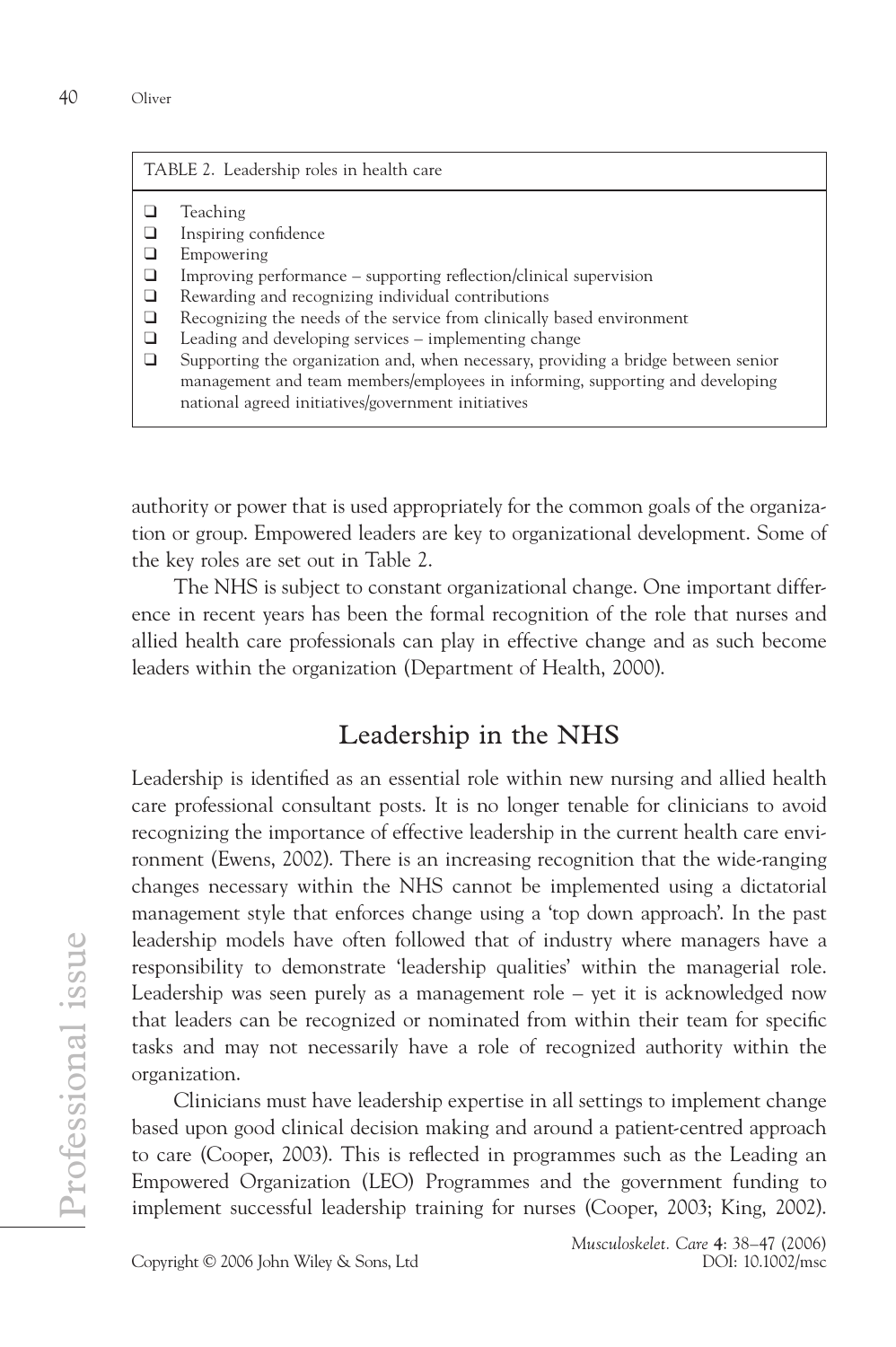TABLE 2. Leadership roles in health care

- Teaching
- Inspiring confidence
- Empowering
- Improving performance – supporting reflection/clinical supervision
- Rewarding and recognizing individual contributions
- Recognizing the needs of the service from clinically based environment
- Leading and developing services – implementing change
- Supporting the organization and, when necessary, providing a bridge between senior management and team members/employees in informing, supporting and developing national agreed initiatives/government initiatives

authority or power that is used appropriately for the common goals of the organization or group. Empowered leaders are key to organizational development. Some of the key roles are set out in Table 2.

The NHS is subject to constant organizational change. One important difference in recent years has been the formal recognition of the role that nurses and allied health care professionals can play in effective change and as such become leaders within the organization (Department of Health, 2000).

## Leadership in the NHS

Leadership is identified as an essential role within new nursing and allied health care professional consultant posts. It is no longer tenable for clinicians to avoid recognizing the importance of effective leadership in the current health care environment (Ewens, 2002). There is an increasing recognition that the wide-ranging changes necessary within the NHS cannot be implemented using a dictatorial management style that enforces change using a 'top down approach'. In the past leadership models have often followed that of industry where managers have a responsibility to demonstrate 'leadership qualities' within the managerial role. Leadership was seen purely as a management role – yet it is acknowledged now that leaders can be recognized or nominated from within their team for specific tasks and may not necessarily have a role of recognized authority within the organization.

Clinicians must have leadership expertise in all settings to implement change based upon good clinical decision making and around a patient-centred approach to care (Cooper, 2003). This is reflected in programmes such as the Leading an Empowered Organization (LEO) Programmes and the government funding to implement successful leadership training for nurses (Cooper, 2003; King, 2002).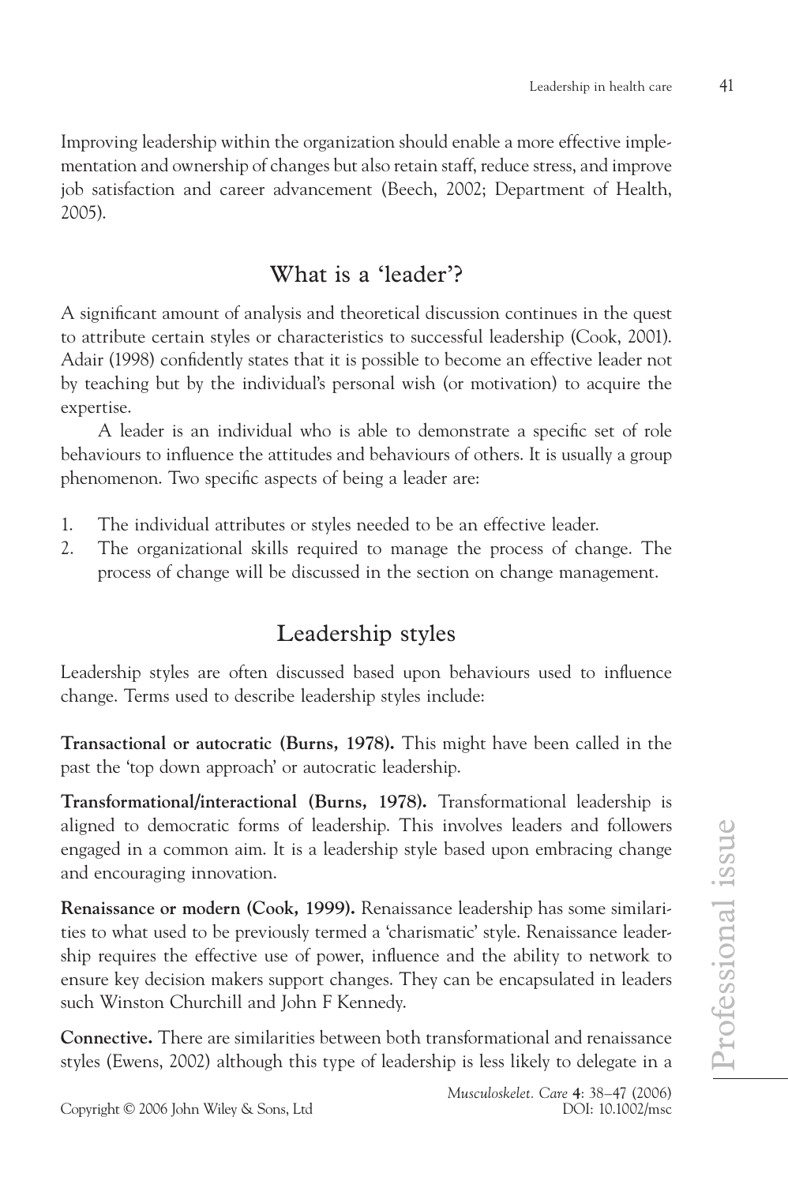Improving leadership within the organization should enable a more effective implementation and ownership of changes but also retain staff, reduce stress, and improve job satisfaction and career advancement (Beech, 2002; Department of Health, 2005).

## What is a 'leader'?

A significant amount of analysis and theoretical discussion continues in the quest to attribute certain styles or characteristics to successful leadership (Cook, 2001). Adair (1998) confidently states that it is possible to become an effective leader not by teaching but by the individual's personal wish (or motivation) to acquire the expertise.

A leader is an individual who is able to demonstrate a specific set of role behaviours to influence the attitudes and behaviours of others. It is usually a group phenomenon. Two specific aspects of being a leader are:

1. The individual attributes or styles needed to be an effective leader.
2. The organizational skills required to manage the process of change. The process of change will be discussed in the section on change management.

## Leadership styles

Leadership styles are often discussed based upon behaviours used to influence change. Terms used to describe leadership styles include:

**Transactional or autocratic (Burns, 1978).** This might have been called in the past the 'top down approach' or autocratic leadership.

**Transformational/interactional (Burns, 1978).** Transformational leadership is aligned to democratic forms of leadership. This involves leaders and followers engaged in a common aim. It is a leadership style based upon embracing change and encouraging innovation.

**Renaissance or modern (Cook, 1999).** Renaissance leadership has some similarities to what used to be previously termed a 'charismatic' style. Renaissance leadership requires the effective use of power, influence and the ability to network to ensure key decision makers support changes. They can be encapsulated in leaders such Winston Churchill and John F Kennedy.

**Connective.** There are similarities between both transformational and renaissance styles (Ewens, 2002) although this type of leadership is less likely to delegate in a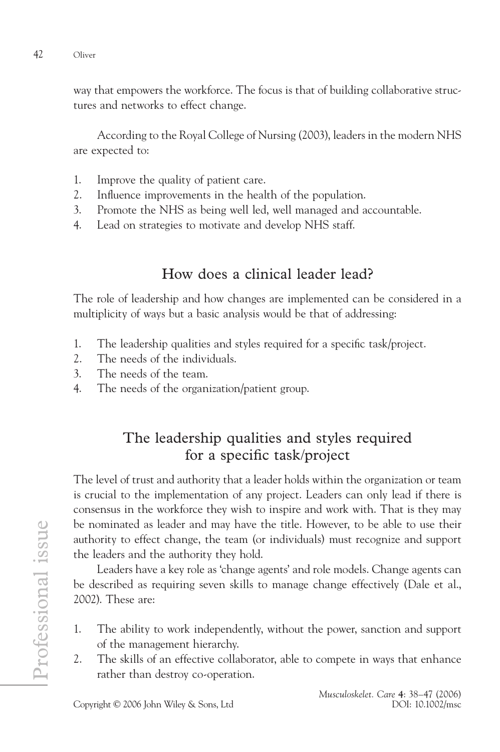way that empowers the workforce. The focus is that of building collaborative structures and networks to effect change.

According to the Royal College of Nursing (2003), leaders in the modern NHS are expected to:

1. Improve the quality of patient care.
2. Influence improvements in the health of the population.
3. Promote the NHS as being well led, well managed and accountable.
4. Lead on strategies to motivate and develop NHS staff.

## How does a clinical leader lead?

The role of leadership and how changes are implemented can be considered in a multiplicity of ways but a basic analysis would be that of addressing:

1. The leadership qualities and styles required for a specific task/project.
2. The needs of the individuals.
3. The needs of the team.
4. The needs of the organization/patient group.

## The leadership qualities and styles required for a specific task/project

The level of trust and authority that a leader holds within the organization or team is crucial to the implementation of any project. Leaders can only lead if there is consensus in the workforce they wish to inspire and work with. That is they may be nominated as leader and may have the title. However, to be able to use their authority to effect change, the team (or individuals) must recognize and support the leaders and the authority they hold.

Leaders have a key role as 'change agents' and role models. Change agents can be described as requiring seven skills to manage change effectively (Dale et al., 2002). These are:

1. The ability to work independently, without the power, sanction and support of the management hierarchy.
2. The skills of an effective collaborator, able to compete in ways that enhance rather than destroy co-operation.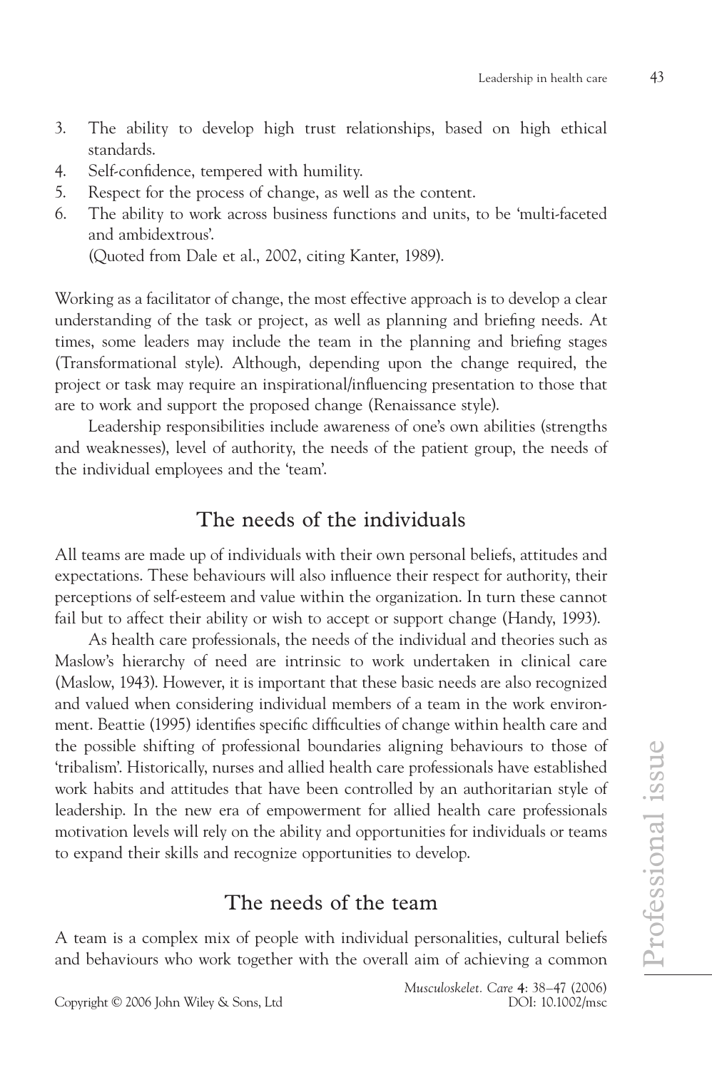3. The ability to develop high trust relationships, based on high ethical standards.
4. Self-confidence, tempered with humility.
5. Respect for the process of change, as well as the content.
6. The ability to work across business functions and units, to be 'multi-faceted and ambidextrous'.
   (Quoted from Dale et al., 2002, citing Kanter, 1989).

Working as a facilitator of change, the most effective approach is to develop a clear understanding of the task or project, as well as planning and briefing needs. At times, some leaders may include the team in the planning and briefing stages (Transformational style). Although, depending upon the change required, the project or task may require an inspirational/influencing presentation to those that are to work and support the proposed change (Renaissance style).

Leadership responsibilities include awareness of one's own abilities (strengths and weaknesses), level of authority, the needs of the patient group, the needs of the individual employees and the 'team'.

## The needs of the individuals

All teams are made up of individuals with their own personal beliefs, attitudes and expectations. These behaviours will also influence their respect for authority, their perceptions of self-esteem and value within the organization. In turn these cannot fail but to affect their ability or wish to accept or support change (Handy, 1993).

As health care professionals, the needs of the individual and theories such as Maslow's hierarchy of need are intrinsic to work undertaken in clinical care (Maslow, 1943). However, it is important that these basic needs are also recognized and valued when considering individual members of a team in the work environment. Beattie (1995) identifies specific difficulties of change within health care and the possible shifting of professional boundaries aligning behaviours to those of 'tribalism'. Historically, nurses and allied health care professionals have established work habits and attitudes that have been controlled by an authoritarian style of leadership. In the new era of empowerment for allied health care professionals motivation levels will rely on the ability and opportunities for individuals or teams to expand their skills and recognize opportunities to develop.

## The needs of the team

A team is a complex mix of people with individual personalities, cultural beliefs and behaviours who work together with the overall aim of achieving a common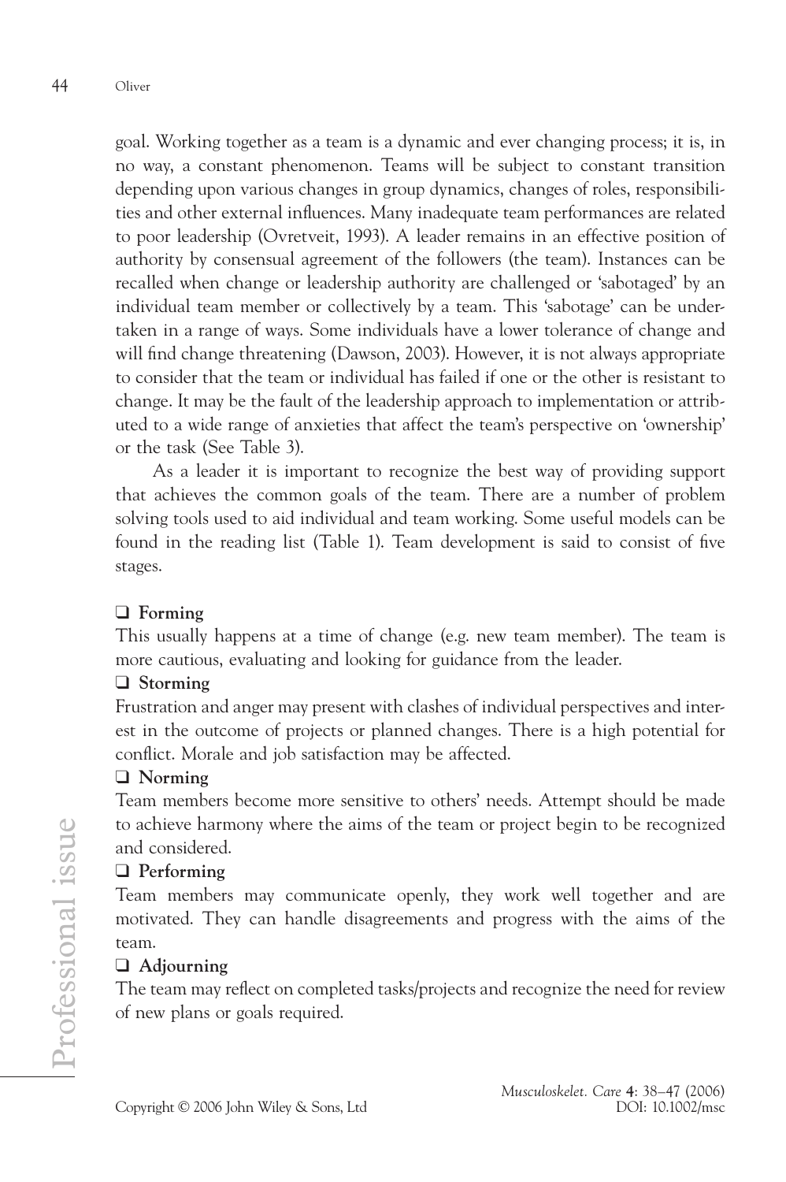goal. Working together as a team is a dynamic and ever changing process; it is, in no way, a constant phenomenon. Teams will be subject to constant transition depending upon various changes in group dynamics, changes of roles, responsibilities and other external influences. Many inadequate team performances are related to poor leadership (Ovretveit, 1993). A leader remains in an effective position of authority by consensual agreement of the followers (the team). Instances can be recalled when change or leadership authority are challenged or 'sabotaged' by an individual team member or collectively by a team. This 'sabotage' can be undertaken in a range of ways. Some individuals have a lower tolerance of change and will find change threatening (Dawson, 2003). However, it is not always appropriate to consider that the team or individual has failed if one or the other is resistant to change. It may be the fault of the leadership approach to implementation or attributed to a wide range of anxieties that affect the team's perspective on 'ownership' or the task (See Table 3).

As a leader it is important to recognize the best way of providing support that achieves the common goals of the team. There are a number of problem solving tools used to aid individual and team working. Some useful models can be found in the reading list (Table 1). Team development is said to consist of five stages.

- **Forming**

This usually happens at a time of change (e.g. new team member). The team is more cautious, evaluating and looking for guidance from the leader.

- **Storming**

Frustration and anger may present with clashes of individual perspectives and interest in the outcome of projects or planned changes. There is a high potential for conflict. Morale and job satisfaction may be affected.

- **Norming**

Team members become more sensitive to others' needs. Attempt should be made to achieve harmony where the aims of the team or project begin to be recognized and considered.

- **Performing**

Team members may communicate openly, they work well together and are motivated. They can handle disagreements and progress with the aims of the team.

- **Adjourning**

The team may reflect on completed tasks/projects and recognize the need for review of new plans or goals required.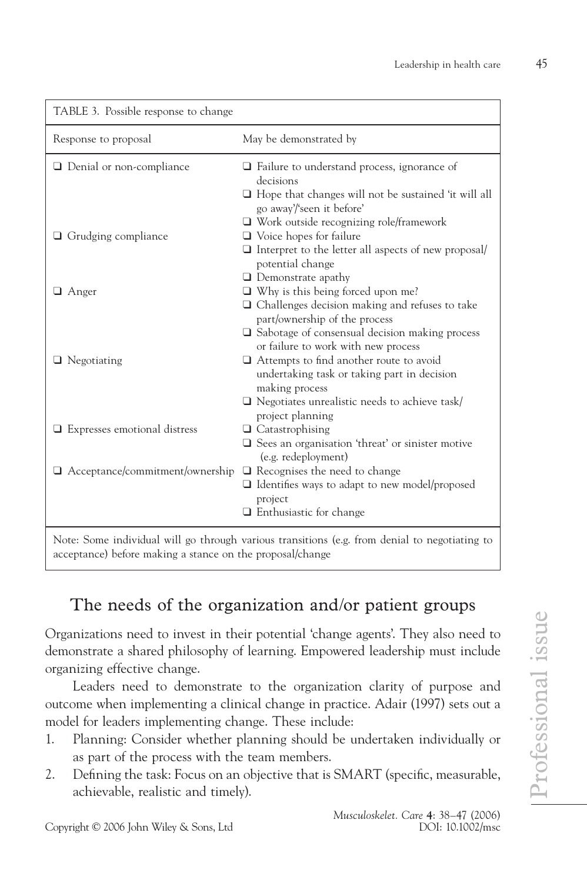TABLE 3. Possible response to change

| Response to proposal | May be demonstrated by |
|---|---|
| ❑ Denial or non-compliance | ❑ Failure to understand process, ignorance of decisions<br>❑ Hope that changes will not be sustained 'it will all go away'/'seen it before'<br>❑ Work outside recognizing role/framework |
| ❑ Grudging compliance | ❑ Voice hopes for failure<br>❑ Interpret to the letter all aspects of new proposal/potential change<br>❑ Demonstrate apathy |
| ❑ Anger | ❑ Why is this being forced upon me?<br>❑ Challenges decision making and refuses to take part/ownership of the process<br>❑ Sabotage of consensual decision making process or failure to work with new process |
| ❑ Negotiating | ❑ Attempts to find another route to avoid undertaking task or taking part in decision making process<br>❑ Negotiates unrealistic needs to achieve task/project planning |
| ❑ Expresses emotional distress | ❑ Catastrophising<br>❑ Sees an organisation 'threat' or sinister motive (e.g. redeployment) |
| ❑ Acceptance/commitment/ownership | ❑ Recognises the need to change<br>❑ Identifies ways to adapt to new model/proposed project<br>❑ Enthusiastic for change |

Note: Some individual will go through various transitions (e.g. from denial to negotiating to acceptance) before making a stance on the proposal/change

## The needs of the organization and/or patient groups

Organizations need to invest in their potential 'change agents'. They also need to demonstrate a shared philosophy of learning. Empowered leadership must include organizing effective change.

Leaders need to demonstrate to the organization clarity of purpose and outcome when implementing a clinical change in practice. Adair (1997) sets out a model for leaders implementing change. These include:

1. Planning: Consider whether planning should be undertaken individually or as part of the process with the team members.
2. Defining the task: Focus on an objective that is SMART (specific, measurable, achievable, realistic and timely).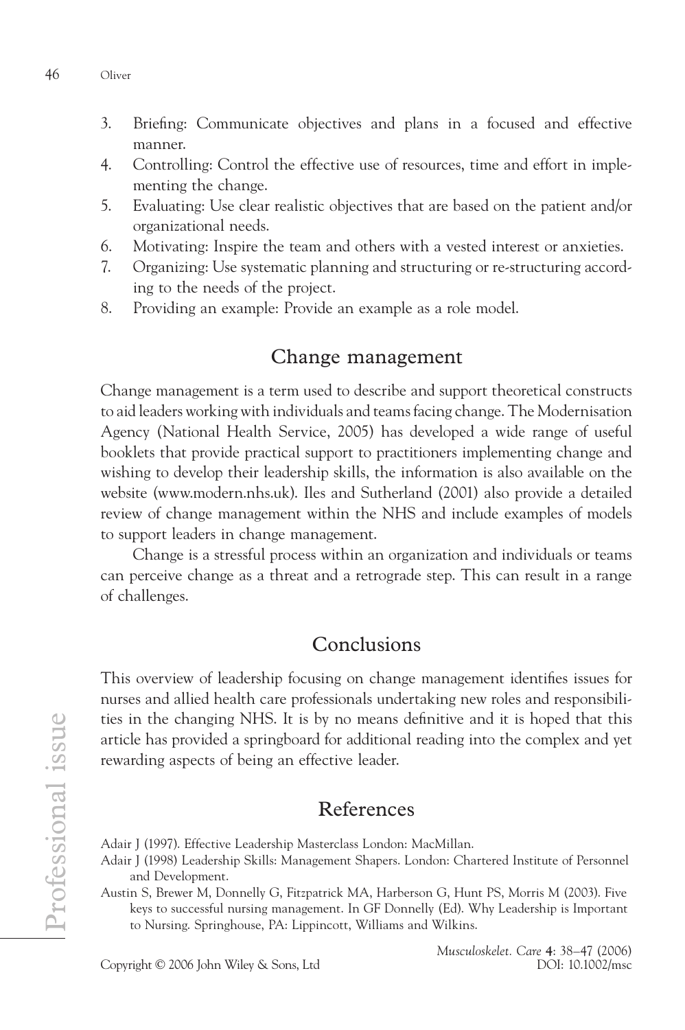3. Briefing: Communicate objectives and plans in a focused and effective manner.
4. Controlling: Control the effective use of resources, time and effort in implementing the change.
5. Evaluating: Use clear realistic objectives that are based on the patient and/or organizational needs.
6. Motivating: Inspire the team and others with a vested interest or anxieties.
7. Organizing: Use systematic planning and structuring or re-structuring according to the needs of the project.
8. Providing an example: Provide an example as a role model.

## Change management

Change management is a term used to describe and support theoretical constructs to aid leaders working with individuals and teams facing change. The Modernisation Agency (National Health Service, 2005) has developed a wide range of useful booklets that provide practical support to practitioners implementing change and wishing to develop their leadership skills, the information is also available on the website (www.modern.nhs.uk). Iles and Sutherland (2001) also provide a detailed review of change management within the NHS and include examples of models to support leaders in change management.

Change is a stressful process within an organization and individuals or teams can perceive change as a threat and a retrograde step. This can result in a range of challenges.

## Conclusions

This overview of leadership focusing on change management identifies issues for nurses and allied health care professionals undertaking new roles and responsibilities in the changing NHS. It is by no means definitive and it is hoped that this article has provided a springboard for additional reading into the complex and yet rewarding aspects of being an effective leader.

## References

Adair J (1997). Effective Leadership Masterclass London: MacMillan.

Adair J (1998) Leadership Skills: Management Shapers. London: Chartered Institute of Personnel and Development.

Austin S, Brewer M, Donnelly G, Fitzpatrick MA, Harberson G, Hunt PS, Morris M (2003). Five keys to successful nursing management. In GF Donnelly (Ed). Why Leadership is Important to Nursing. Springhouse, PA: Lippincott, Williams and Wilkins.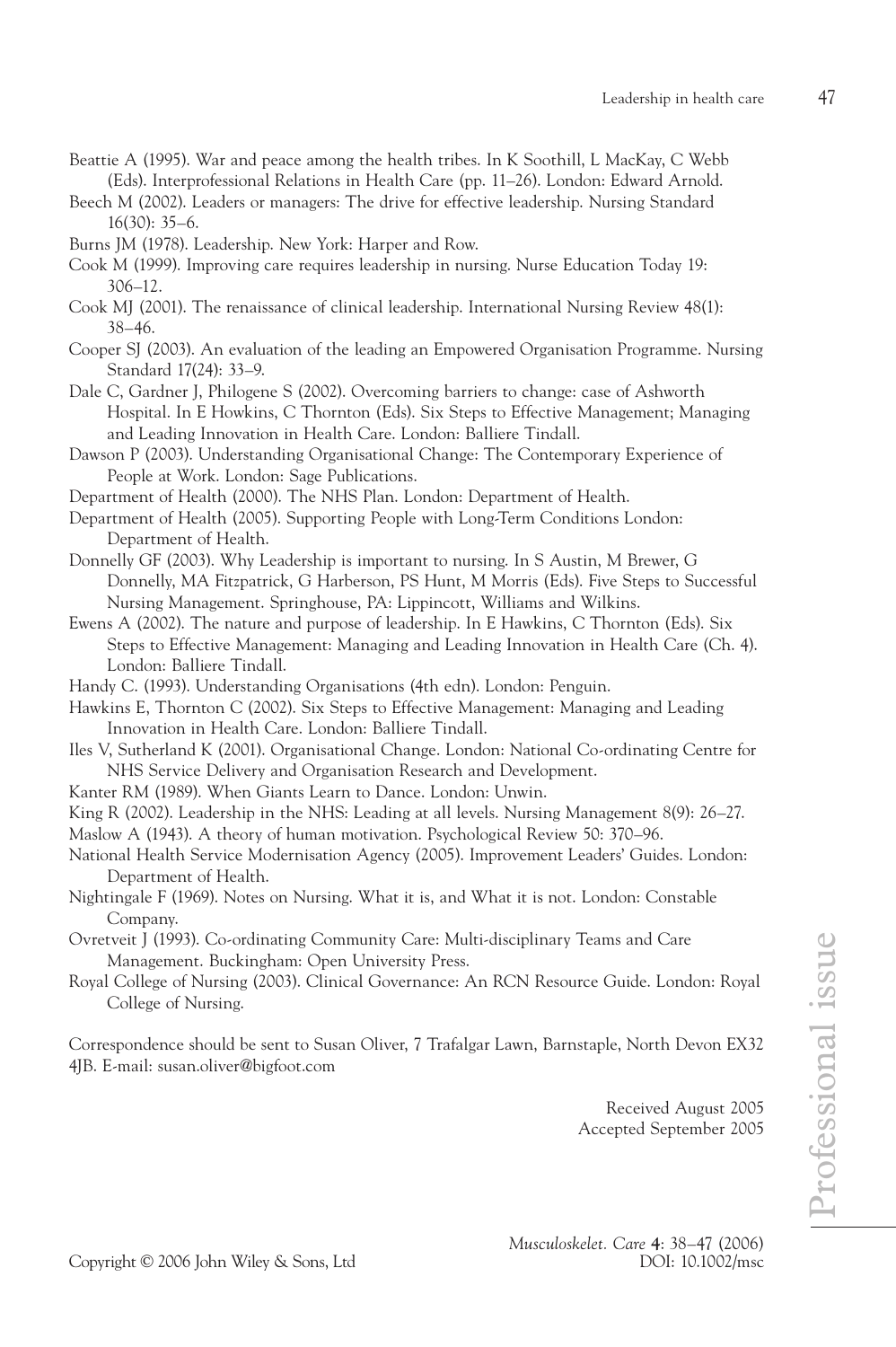Beattie A (1995). War and peace among the health tribes. In K Soothill, L MacKay, C Webb (Eds). Interprofessional Relations in Health Care (pp. 11–26). London: Edward Arnold.

Beech M (2002). Leaders or managers: The drive for effective leadership. Nursing Standard 16(30): 35–6.

Burns JM (1978). Leadership. New York: Harper and Row.

Cook M (1999). Improving care requires leadership in nursing. Nurse Education Today 19: 306–12.

Cook MJ (2001). The renaissance of clinical leadership. International Nursing Review 48(1): 38–46.

Cooper SJ (2003). An evaluation of the leading an Empowered Organisation Programme. Nursing Standard 17(24): 33–9.

Dale C, Gardner J, Philogene S (2002). Overcoming barriers to change: case of Ashworth Hospital. In E Howkins, C Thornton (Eds). Six Steps to Effective Management; Managing and Leading Innovation in Health Care. London: Balliere Tindall.

Dawson P (2003). Understanding Organisational Change: The Contemporary Experience of People at Work. London: Sage Publications.

Department of Health (2000). The NHS Plan. London: Department of Health.

Department of Health (2005). Supporting People with Long-Term Conditions London: Department of Health.

Donnelly GF (2003). Why Leadership is important to nursing. In S Austin, M Brewer, G Donnelly, MA Fitzpatrick, G Harberson, PS Hunt, M Morris (Eds). Five Steps to Successful Nursing Management. Springhouse, PA: Lippincott, Williams and Wilkins.

Ewens A (2002). The nature and purpose of leadership. In E Hawkins, C Thornton (Eds). Six Steps to Effective Management: Managing and Leading Innovation in Health Care (Ch. 4). London: Balliere Tindall.

Handy C. (1993). Understanding Organisations (4th edn). London: Penguin.

Hawkins E, Thornton C (2002). Six Steps to Effective Management: Managing and Leading Innovation in Health Care. London: Balliere Tindall.

Iles V, Sutherland K (2001). Organisational Change. London: National Co-ordinating Centre for NHS Service Delivery and Organisation Research and Development.

Kanter RM (1989). When Giants Learn to Dance. London: Unwin.

King R (2002). Leadership in the NHS: Leading at all levels. Nursing Management 8(9): 26–27.

Maslow A (1943). A theory of human motivation. Psychological Review 50: 370–96.

National Health Service Modernisation Agency (2005). Improvement Leaders' Guides. London: Department of Health.

Nightingale F (1969). Notes on Nursing. What it is, and What it is not. London: Constable Company.

Ovretveit J (1993). Co-ordinating Community Care: Multi-disciplinary Teams and Care Management. Buckingham: Open University Press.

Royal College of Nursing (2003). Clinical Governance: An RCN Resource Guide. London: Royal College of Nursing.

Correspondence should be sent to Susan Oliver, 7 Trafalgar Lawn, Barnstaple, North Devon EX32 4JB. E-mail: susan.oliver@bigfoot.com

Received August 2005
Accepted September 2005